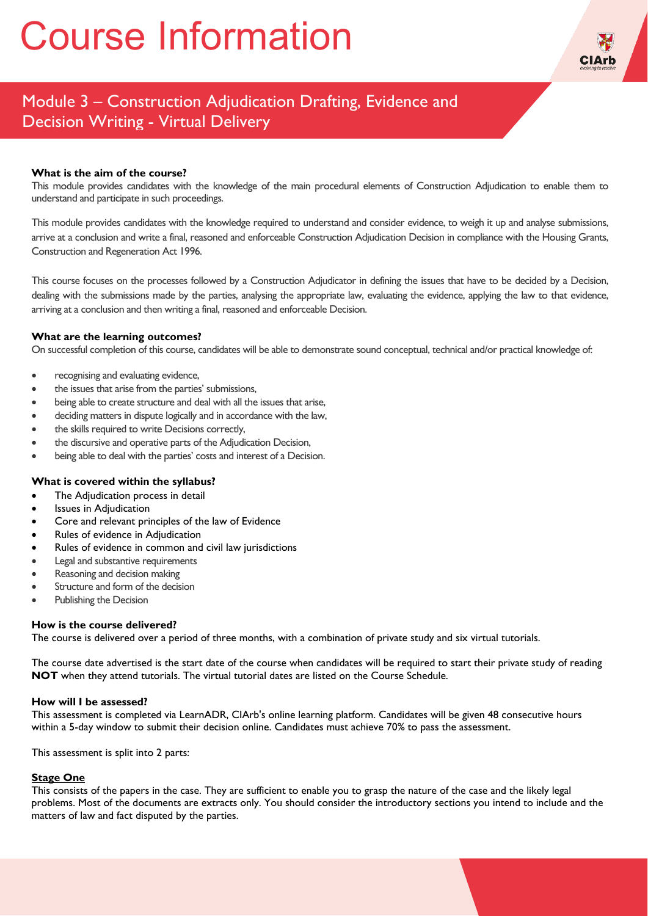# Course Information

## Module 3 – Construction Adjudication Drafting, Evidence and Decision Writing - Virtual Delivery

**What is the aim of the course?**

This module provides candidates with the knowledge of the main procedural elements of Construction Adjudication to enable them to understand and participate in such proceedings.

This module provides candidates with the knowledge required to understand and consider evidence, to weigh it up and analyse submissions, arrive at a conclusion and write a final, reasoned and enforceable Construction Adjudication Decision in compliance with the Housing Grants, Construction and Regeneration Act 1996.

This course focuses on the processes followed by a Construction Adjudicator in defining the issues that have to be decided by a Decision, dealing with the submissions made by the parties, analysing the appropriate law, evaluating the evidence, applying the law to that evidence, arriving at a conclusion and then writing a final, reasoned and enforceable Decision.

**What are the learning outcomes?**

On successful completion of this course, candidates will be able to demonstrate sound conceptual, technical and/or practical knowledge of:

- recognising and evaluating evidence,
- the issues that arise from the parties' submissions,
- being able to create structure and deal with all the issues that arise,
- deciding matters in dispute logically and in accordance with the law,
- the skills required to write Decisions correctly,
- the discursive and operative parts of the Adjudication Decision,
- being able to deal with the parties' costs and interest of a Decision.

**What is covered within the syllabus?**

- The Adjudication process in detail
- Issues in Adjudication
- Core and relevant principles of the law of Evidence
- Rules of evidence in Adjudication
- Rules of evidence in common and civil law jurisdictions
- Legal and substantive requirements
- Reasoning and decision making
- Structure and form of the decision
- Publishing the Decision

**How is the course delivered?**

The course is delivered over a period of three months, with a combination of private study and six virtual tutorials.

The course date advertised is the start date of the course when candidates will be required to start their private study of reading **NOT** when they attend tutorials. The virtual tutorial dates are listed on the Course Schedule.

**How will I be assessed?**

This assessment is completed via LearnADR, CIArb's online learning platform. Candidates will be given 48 consecutive hours within a 5-day window to submit their decision online. Candidates must achieve 70% to pass the assessment.

This assessment is split into 2 parts:

**Stage One**

This consists of the papers in the case. They are sufficient to enable you to grasp the nature of the case and the likely legal problems. Most of the documents are extracts only. You should consider the introductory sections you intend to include and the matters of law and fact disputed by the parties.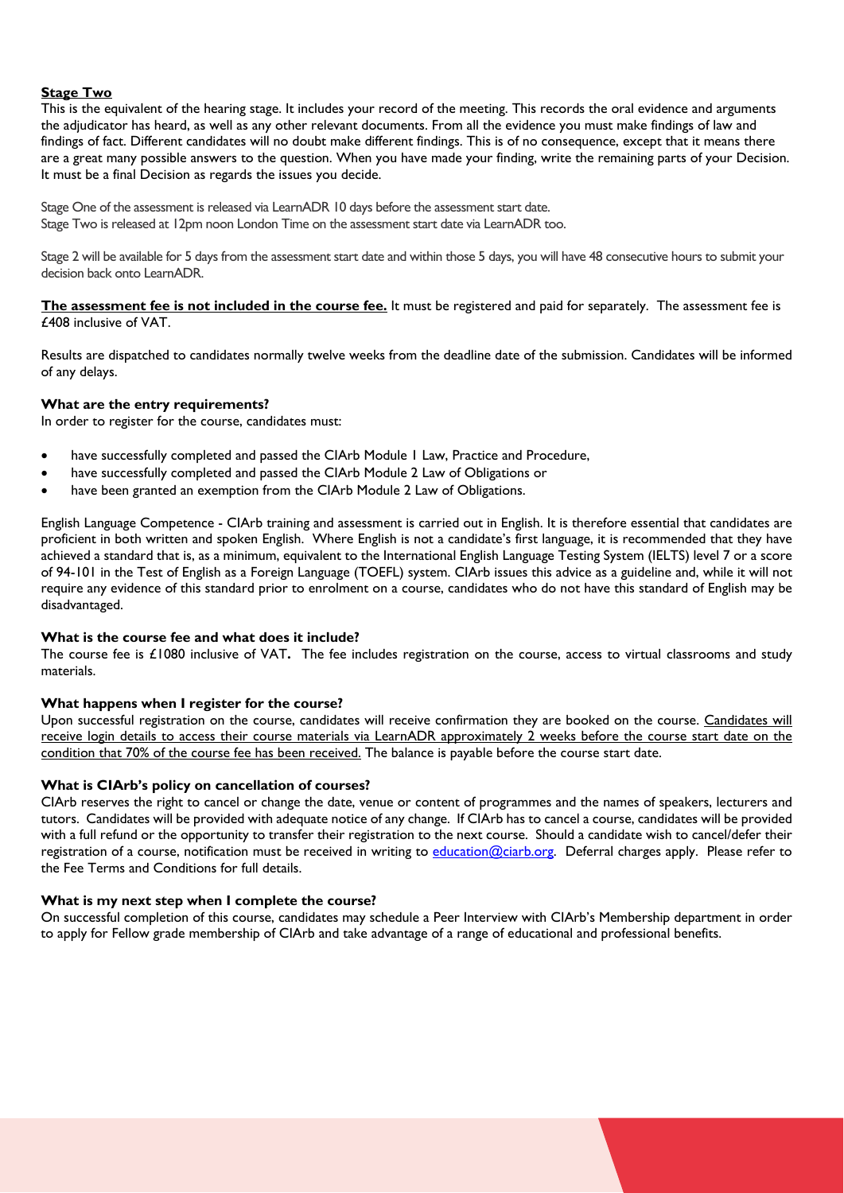**Stage Two**

This is the equivalent of the hearing stage. It includes your record of the meeting. This records the oral evidence and arguments the adjudicator has heard, as well as any other relevant documents. From all the evidence you must make findings of law and findings of fact. Different candidates will no doubt make different findings. This is of no consequence, except that it means there are a great many possible answers to the question. When you have made your finding, write the remaining parts of your Decision. It must be a final Decision as regards the issues you decide.

Stage One of the assessment is released via LearnADR 10 days before the assessment start date.
Stage Two is released at 12pm noon London Time on the assessment start date via LearnADR too.

Stage 2 will be available for 5 days from the assessment start date and within those 5 days, you will have 48 consecutive hours to submit your decision back onto LearnADR.

**The assessment fee is not included in the course fee.** It must be registered and paid for separately. The assessment fee is £408 inclusive of VAT.

Results are dispatched to candidates normally twelve weeks from the deadline date of the submission. Candidates will be informed of any delays.

### What are the entry requirements?

In order to register for the course, candidates must:

- have successfully completed and passed the CIArb Module 1 Law, Practice and Procedure,
- have successfully completed and passed the CIArb Module 2 Law of Obligations or
- have been granted an exemption from the CIArb Module 2 Law of Obligations.

English Language Competence - CIArb training and assessment is carried out in English. It is therefore essential that candidates are proficient in both written and spoken English. Where English is not a candidate's first language, it is recommended that they have achieved a standard that is, as a minimum, equivalent to the International English Language Testing System (IELTS) level 7 or a score of 94-101 in the Test of English as a Foreign Language (TOEFL) system. CIArb issues this advice as a guideline and, while it will not require any evidence of this standard prior to enrolment on a course, candidates who do not have this standard of English may be disadvantaged.

### What is the course fee and what does it include?

The course fee is £1080 inclusive of VAT**.** The fee includes registration on the course, access to virtual classrooms and study materials.

### What happens when I register for the course?

Upon successful registration on the course, candidates will receive confirmation they are booked on the course. Candidates will receive login details to access their course materials via LearnADR approximately 2 weeks before the course start date on the condition that 70% of the course fee has been received. The balance is payable before the course start date.

### What is CIArb's policy on cancellation of courses?

CIArb reserves the right to cancel or change the date, venue or content of programmes and the names of speakers, lecturers and tutors. Candidates will be provided with adequate notice of any change. If CIArb has to cancel a course, candidates will be provided with a full refund or the opportunity to transfer their registration to the next course. Should a candidate wish to cancel/defer their registration of a course, notification must be received in writing to education@ciarb.org. Deferral charges apply. Please refer to the Fee Terms and Conditions for full details.

### What is my next step when I complete the course?

On successful completion of this course, candidates may schedule a Peer Interview with CIArb's Membership department in order to apply for Fellow grade membership of CIArb and take advantage of a range of educational and professional benefits.